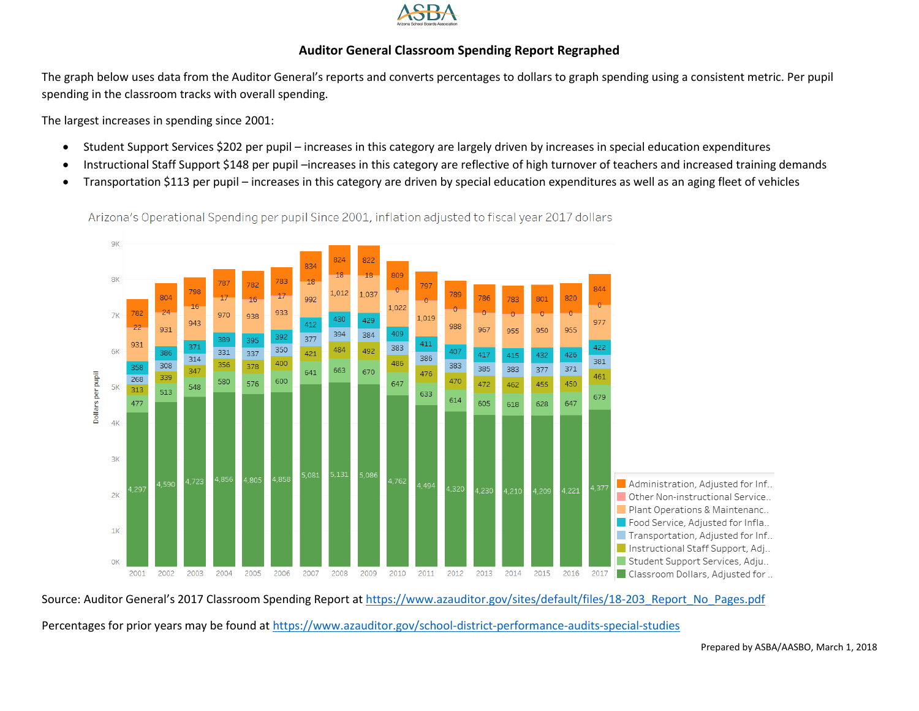# Auditor General Classroom Spending Report Regraphed

The graph below uses data from the Auditor General's reports and converts percentages to dollars to graph spending using a consistent metric. Per pupil spending in the classroom tracks with overall spending.

The largest increases in spending since 2001:

- Student Support Services $202 per pupil – increases in this category are largely driven by increases in special education expenditures
- Instructional Staff Support $148 per pupil –increases in this category are reflective of high turnover of teachers and increased training demands
- Transportation $113 per pupil – increases in this category are driven by special education expenditures as well as an aging fleet of vehicles

**Arizona's Operational Spending per pupil Since 2001, inflation adjusted to fiscal year 2017 dollars**

Dollars per pupil

| Year | Classroom Dollars, Adjusted for .. | Student Support Services, Adju.. | Instructional Staff Support, Adj.. | Transportation, Adjusted for Inf.. | Food Service, Adjusted for Infla.. | Plant Operations & Maintenanc.. | Other Non-instructional Service.. | Administration, Adjusted for Inf.. |
|---|---|---|---|---|---|---|---|---|
| 2001 | 4,297 | 477 | 313 | 268 | 358 | 931 | 22 | 782 |
| 2002 | 4,590 | 513 | 339 | 308 | 386 | 931 | 24 | 804 |
| 2003 | 4,723 | 548 | 347 | 314 | 371 | 943 | 16 | 798 |
| 2004 | 4,856 | 580 | 356 | 331 | 389 | 970 | 17 | 787 |
| 2005 | 4,805 | 576 | 378 | 337 | 395 | 938 | 16 | 782 |
| 2006 | 4,858 | 600 | 400 | 350 | 392 | 933 | 17 | 783 |
| 2007 | 5,081 | 641 | 421 | 377 | 412 | 992 | 18 | 834 |
| 2008 | 5,131 | 663 | 484 | 394 | 430 | 1,012 | 18 | 824 |
| 2009 | 5,086 | 670 | 492 | 384 | 429 | 1,037 | 18 | 822 |
| 2010 | 4,762 | 647 | 486 | 383 | 409 | 1,022 | 0 | 809 |
| 2011 | 4,494 | 633 | 476 | 386 | 411 | 1,019 | 0 | 797 |
| 2012 | 4,320 | 614 | 470 | 383 | 407 | 988 | 0 | 789 |
| 2013 | 4,230 | 605 | 472 | 385 | 417 | 967 | 0 | 786 |
| 2014 | 4,210 | 618 | 462 | 383 | 415 | 955 | 0 | 783 |
| 2015 | 4,209 | 628 | 455 | 377 | 432 | 950 | 0 | 801 |
| 2016 | 4,221 | 647 | 450 | 371 | 426 | 955 | 0 | 820 |
| 2017 | 4,377 | 679 | 461 | 381 | 422 | 977 | 0 | 844 |

Source: Auditor General's 2017 Classroom Spending Report at https://www.azauditor.gov/sites/default/files/18-203_Report_No_Pages.pdf

Percentages for prior years may be found at https://www.azauditor.gov/school-district-performance-audits-special-studies

Prepared by ASBA/AASBO, March 1, 2018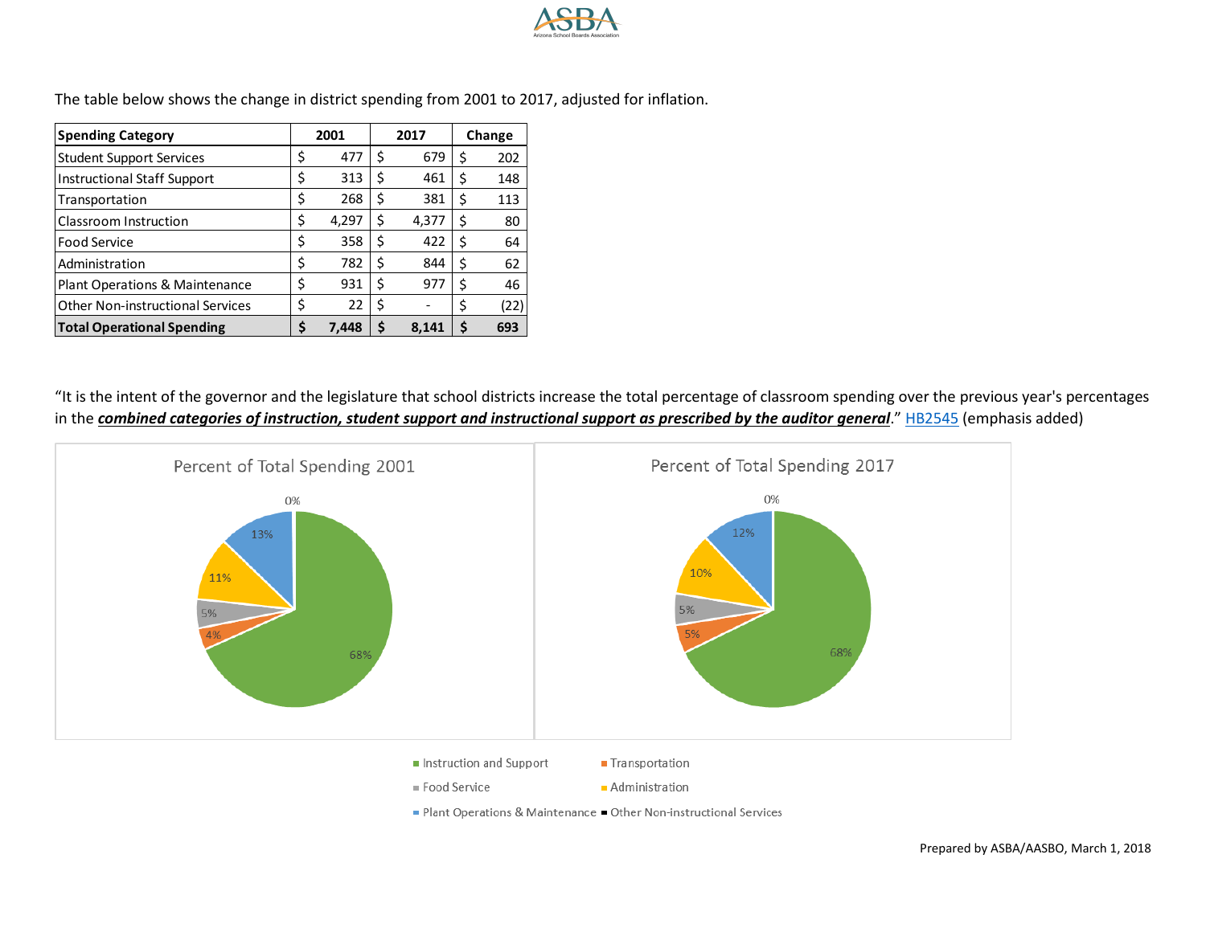The table below shows the change in district spending from 2001 to 2017, adjusted for inflation.

| Spending Category | 2001 | 2017 | Change |
|---|---|---|---|
| Student Support Services | $ 477 | $ 679 | $ 202 |
| Instructional Staff Support | $ 313 | $ 461 | $ 148 |
| Transportation | $ 268 | $ 381 | $ 113 |
| Classroom Instruction | $ 4,297 | $ 4,377 | $ 80 |
| Food Service | $ 358 | $ 422 | $ 64 |
| Administration | $ 782 | $ 844 | $ 62 |
| Plant Operations & Maintenance | $ 931 | $ 977 | $ 46 |
| Other Non-instructional Services | $ 22 | $ - | $ (22) |
| **Total Operational Spending** | **$ 7,448** | **$ 8,141** | **$ 693** |

"It is the intent of the governor and the legislature that school districts increase the total percentage of classroom spending over the previous year's percentages in the ***combined categories of instruction, student support and instructional support as prescribed by the auditor general***." HB2545 (emphasis added)

Percent of Total Spending 2001

0%
13%
11%
5%
4%
68%

Percent of Total Spending 2017

0%
12%
10%
5%
5%
68%

Instruction and Support
Transportation
Food Service
Administration
Plant Operations & Maintenance
Other Non-instructional Services

Prepared by ASBA/AASBO, March 1, 2018